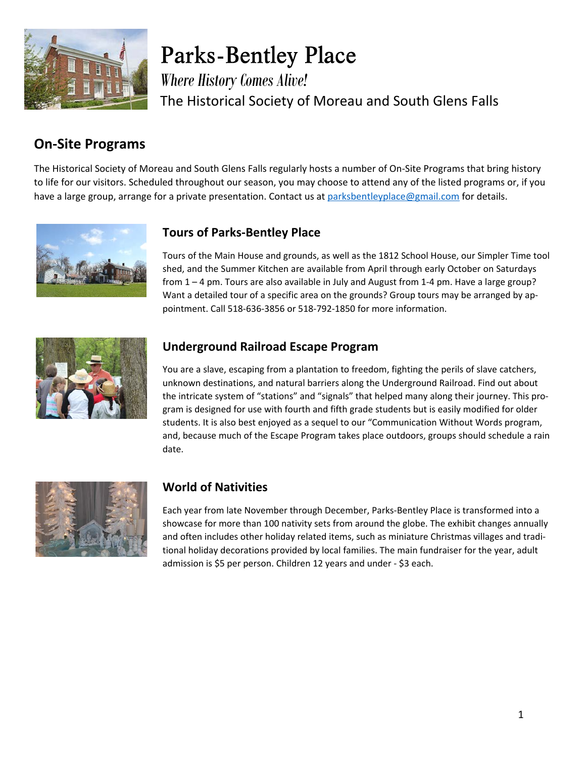# Parks-Bentley Place

*Where History Comes Alive!*

The Historical Society of Moreau and South Glens Falls

## On-Site Programs

The Historical Society of Moreau and South Glens Falls regularly hosts a number of On-Site Programs that bring history to life for our visitors. Scheduled throughout our season, you may choose to attend any of the listed programs or, if you have a large group, arrange for a private presentation. Contact us at parksbentleyplace@gmail.com for details.

### Tours of Parks-Bentley Place

Tours of the Main House and grounds, as well as the 1812 School House, our Simpler Time tool shed, and the Summer Kitchen are available from April through early October on Saturdays from 1 – 4 pm. Tours are also available in July and August from 1-4 pm. Have a large group? Want a detailed tour of a specific area on the grounds? Group tours may be arranged by appointment. Call 518-636-3856 or 518-792-1850 for more information.

### Underground Railroad Escape Program

You are a slave, escaping from a plantation to freedom, fighting the perils of slave catchers, unknown destinations, and natural barriers along the Underground Railroad. Find out about the intricate system of "stations" and "signals" that helped many along their journey. This program is designed for use with fourth and fifth grade students but is easily modified for older students. It is also best enjoyed as a sequel to our "Communication Without Words program, and, because much of the Escape Program takes place outdoors, groups should schedule a rain date.

### World of Nativities

Each year from late November through December, Parks-Bentley Place is transformed into a showcase for more than 100 nativity sets from around the globe. The exhibit changes annually and often includes other holiday related items, such as miniature Christmas villages and traditional holiday decorations provided by local families. The main fundraiser for the year, adult admission is $5 per person. Children 12 years and under - $3 each.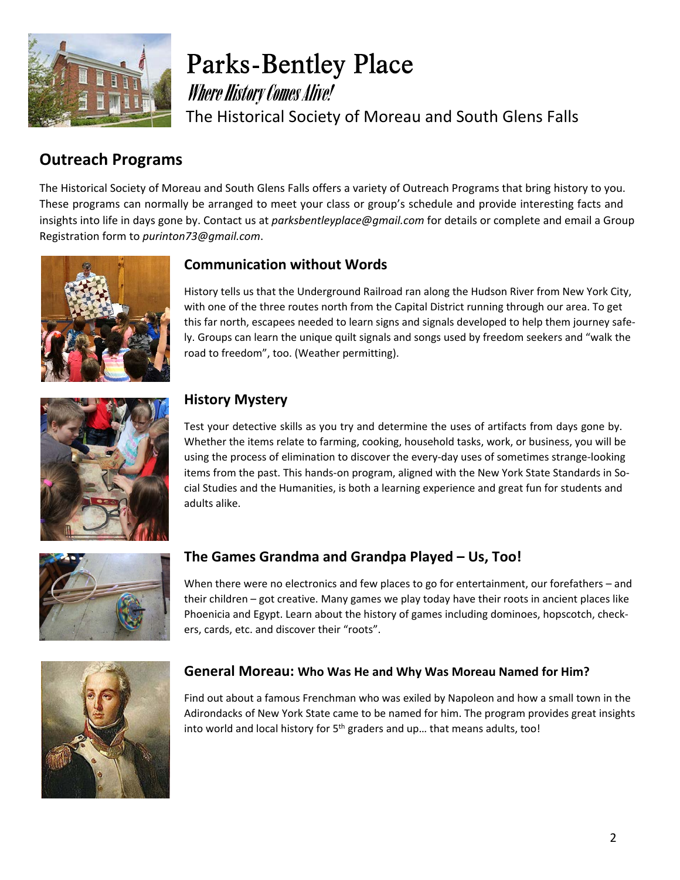# Parks-Bentley Place

*Where History Comes Alive!*

The Historical Society of Moreau and South Glens Falls

## Outreach Programs

The Historical Society of Moreau and South Glens Falls offers a variety of Outreach Programs that bring history to you. These programs can normally be arranged to meet your class or group's schedule and provide interesting facts and insights into life in days gone by. Contact us at *parksbentleyplace@gmail.com* for details or complete and email a Group Registration form to *purinton73@gmail.com*.

### Communication without Words

History tells us that the Underground Railroad ran along the Hudson River from New York City, with one of the three routes north from the Capital District running through our area. To get this far north, escapees needed to learn signs and signals developed to help them journey safely. Groups can learn the unique quilt signals and songs used by freedom seekers and "walk the road to freedom", too. (Weather permitting).

### History Mystery

Test your detective skills as you try and determine the uses of artifacts from days gone by. Whether the items relate to farming, cooking, household tasks, work, or business, you will be using the process of elimination to discover the every-day uses of sometimes strange-looking items from the past. This hands-on program, aligned with the New York State Standards in Social Studies and the Humanities, is both a learning experience and great fun for students and adults alike.

### The Games Grandma and Grandpa Played – Us, Too!

When there were no electronics and few places to go for entertainment, our forefathers – and their children – got creative. Many games we play today have their roots in ancient places like Phoenicia and Egypt. Learn about the history of games including dominoes, hopscotch, checkers, cards, etc. and discover their "roots".

### General Moreau: Who Was He and Why Was Moreau Named for Him?

Find out about a famous Frenchman who was exiled by Napoleon and how a small town in the Adirondacks of New York State came to be named for him. The program provides great insights into world and local history for 5th graders and up… that means adults, too!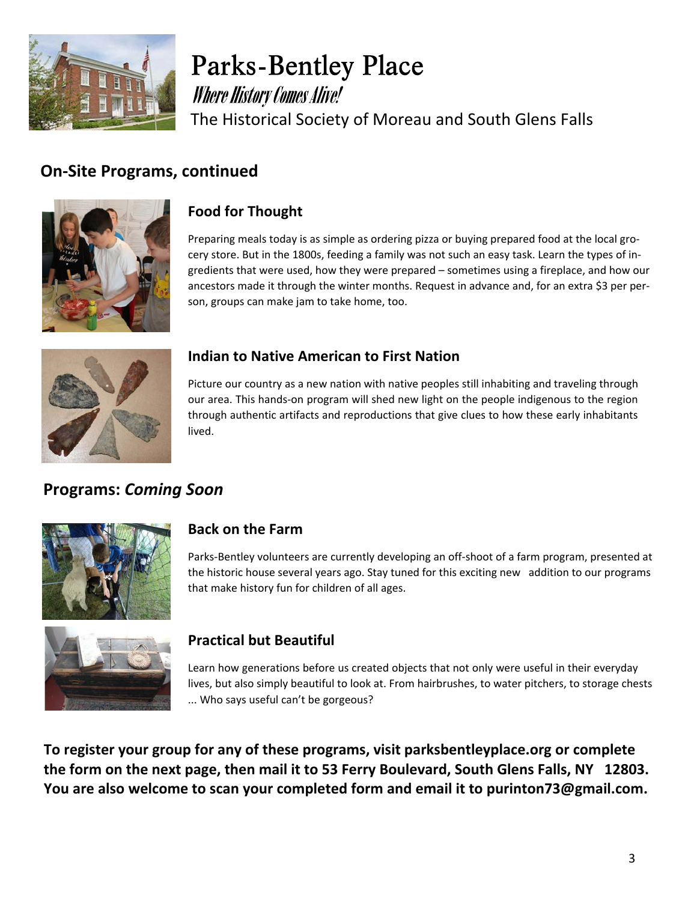# Parks-Bentley Place

*Where History Comes Alive!*

The Historical Society of Moreau and South Glens Falls

## On-Site Programs, continued

### Food for Thought

Preparing meals today is as simple as ordering pizza or buying prepared food at the local grocery store. But in the 1800s, feeding a family was not such an easy task. Learn the types of ingredients that were used, how they were prepared – sometimes using a fireplace, and how our ancestors made it through the winter months. Request in advance and, for an extra $3 per person, groups can make jam to take home, too.

### Indian to Native American to First Nation

Picture our country as a new nation with native peoples still inhabiting and traveling through our area. This hands-on program will shed new light on the people indigenous to the region through authentic artifacts and reproductions that give clues to how these early inhabitants lived.

## Programs: *Coming Soon*

### Back on the Farm

Parks-Bentley volunteers are currently developing an off-shoot of a farm program, presented at the historic house several years ago. Stay tuned for this exciting new addition to our programs that make history fun for children of all ages.

### Practical but Beautiful

Learn how generations before us created objects that not only were useful in their everyday lives, but also simply beautiful to look at. From hairbrushes, to water pitchers, to storage chests ... Who says useful can't be gorgeous?

**To register your group for any of these programs, visit parksbentleyplace.org or complete the form on the next page, then mail it to 53 Ferry Boulevard, South Glens Falls, NY 12803. You are also welcome to scan your completed form and email it to purinton73@gmail.com.**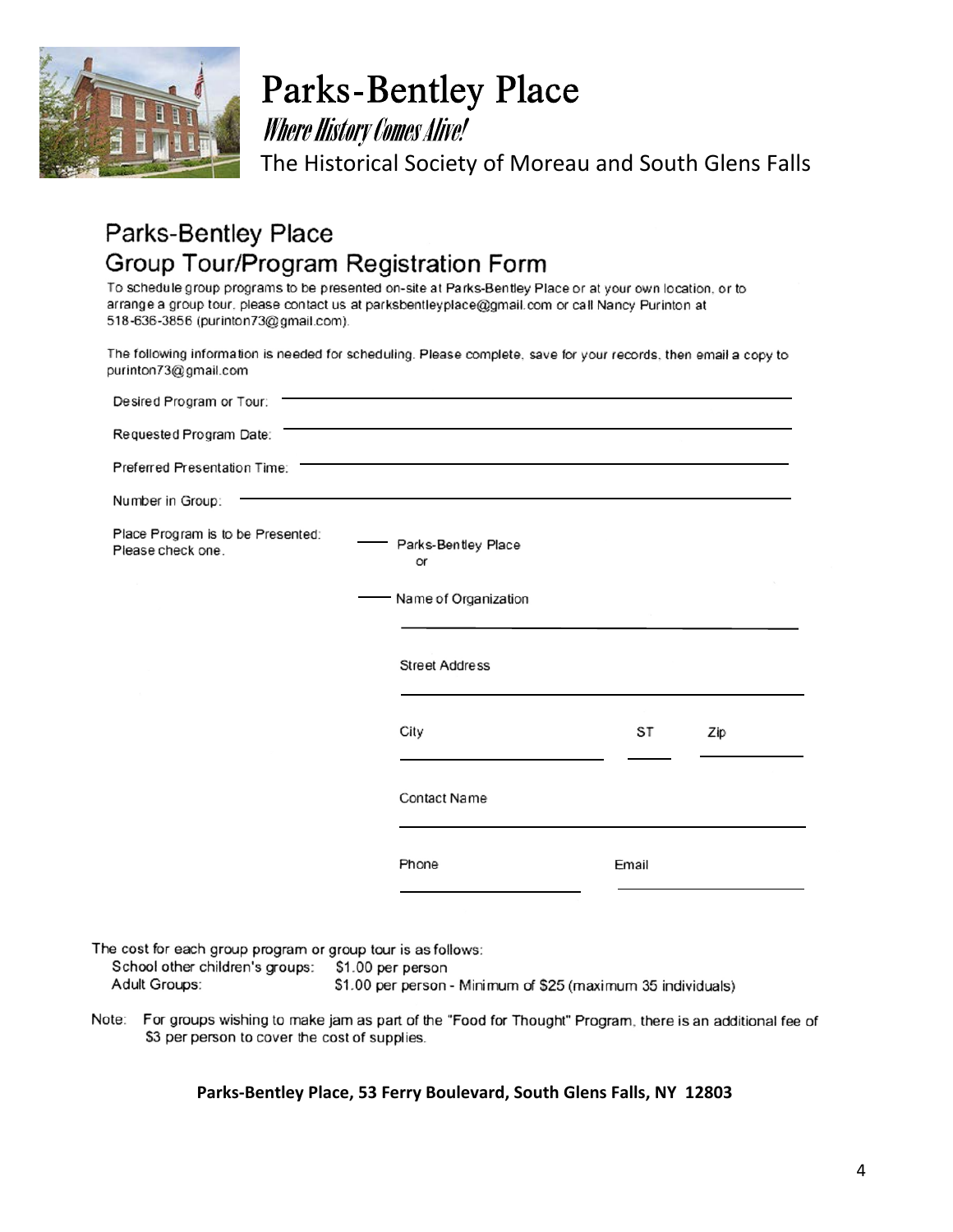# Parks-Bentley Place

*Where History Comes Alive!*

The Historical Society of Moreau and South Glens Falls

## Parks-Bentley Place
## Group Tour/Program Registration Form

To schedule group programs to be presented on-site at Parks-Bentley Place or at your own location, or to arrange a group tour, please contact us at parksbentleyplace@gmail.com or call Nancy Purinton at 518-636-3856 (purinton73@gmail.com).

The following information is needed for scheduling. Please complete, save for your records, then email a copy to purinton73@gmail.com

Desired Program or Tour: ______________________________

Requested Program Date: ______________________________

Preferred Presentation Time: ______________________________

Number in Group: ______________________________

Place Program is to be Presented:
Please check one.

___ Parks-Bentley Place
or
___ Name of Organization

______________________________

Street Address

______________________________

City ______________ ST ____ Zip __________

Contact Name

______________________________

Phone ______________ Email ______________

The cost for each group program or group tour is as follows:

| | |
|---|---|
| School other children's groups: | $1.00 per person |
| Adult Groups: | $1.00 per person - Minimum of $25 (maximum 35 individuals) |

Note: For groups wishing to make jam as part of the "Food for Thought" Program, there is an additional fee of $3 per person to cover the cost of supplies.

**Parks-Bentley Place, 53 Ferry Boulevard, South Glens Falls, NY 12803**